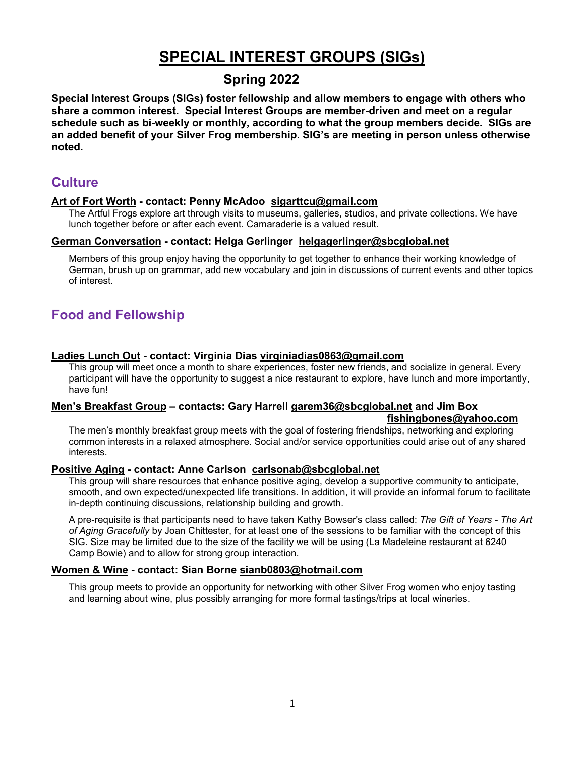# SPECIAL INTEREST GROUPS (SIGs)

## Spring 2022

**Special Interest Groups (SIGs) foster fellowship and allow members to engage with others who share a common interest. Special Interest Groups are member-driven and meet on a regular schedule such as bi-weekly or monthly, according to what the group members decide. SIGs are an added benefit of your Silver Frog membership. SIG's are meeting in person unless otherwise noted.**

## Culture

**Art of Fort Worth - contact: Penny McAdoo sigarttcu@gmail.com**

The Artful Frogs explore art through visits to museums, galleries, studios, and private collections. We have lunch together before or after each event. Camaraderie is a valued result.

**German Conversation - contact: Helga Gerlinger helgagerlinger@sbcglobal.net**

Members of this group enjoy having the opportunity to get together to enhance their working knowledge of German, brush up on grammar, add new vocabulary and join in discussions of current events and other topics of interest.

## Food and Fellowship

**Ladies Lunch Out - contact: Virginia Dias virginiadias0863@gmail.com**

This group will meet once a month to share experiences, foster new friends, and socialize in general. Every participant will have the opportunity to suggest a nice restaurant to explore, have lunch and more importantly, have fun!

**Men's Breakfast Group – contacts: Gary Harrell garem36@sbcglobal.net and Jim Box fishingbones@yahoo.com**

The men's monthly breakfast group meets with the goal of fostering friendships, networking and exploring common interests in a relaxed atmosphere. Social and/or service opportunities could arise out of any shared interests.

**Positive Aging - contact: Anne Carlson carlsonab@sbcglobal.net**

This group will share resources that enhance positive aging, develop a supportive community to anticipate, smooth, and own expected/unexpected life transitions. In addition, it will provide an informal forum to facilitate in-depth continuing discussions, relationship building and growth.

A pre-requisite is that participants need to have taken Kathy Bowser's class called: *The Gift of Years - The Art of Aging Gracefully* by Joan Chittester, for at least one of the sessions to be familiar with the concept of this SIG. Size may be limited due to the size of the facility we will be using (La Madeleine restaurant at 6240 Camp Bowie) and to allow for strong group interaction.

**Women & Wine - contact: Sian Borne sianb0803@hotmail.com**

This group meets to provide an opportunity for networking with other Silver Frog women who enjoy tasting and learning about wine, plus possibly arranging for more formal tastings/trips at local wineries.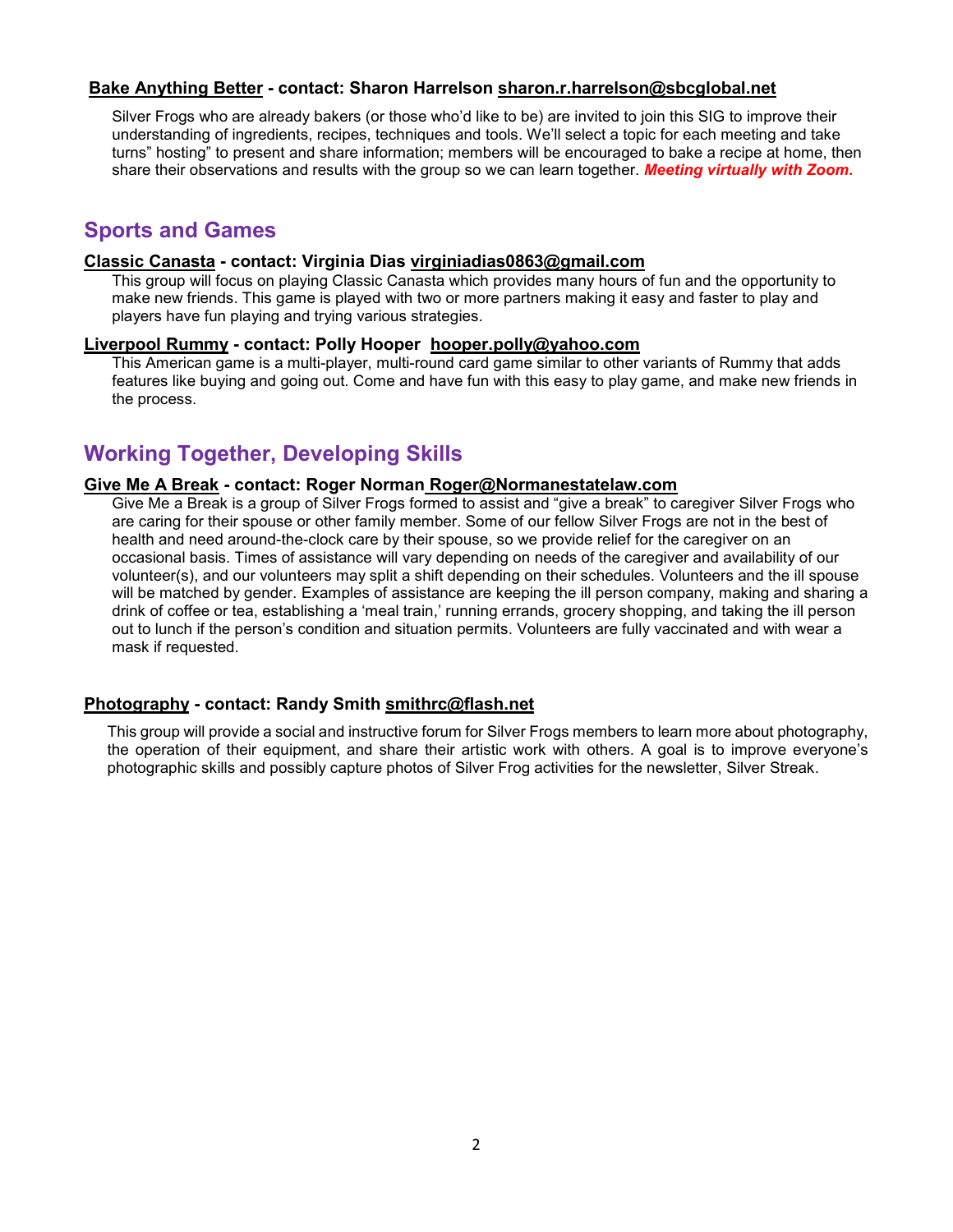**<u>Bake Anything Better</u> - contact: Sharon Harrelson <u>sharon.r.harrelson@sbcglobal.net</u>**

Silver Frogs who are already bakers (or those who'd like to be) are invited to join this SIG to improve their understanding of ingredients, recipes, techniques and tools. We'll select a topic for each meeting and take turns" hosting" to present and share information; members will be encouraged to bake a recipe at home, then share their observations and results with the group so we can learn together. ***Meeting virtually with Zoom.***

## Sports and Games

**<u>Classic Canasta</u> - contact: Virginia Dias <u>virginiadias0863@gmail.com</u>**

This group will focus on playing Classic Canasta which provides many hours of fun and the opportunity to make new friends. This game is played with two or more partners making it easy and faster to play and players have fun playing and trying various strategies.

**<u>Liverpool Rummy</u> - contact: Polly Hooper <u>hooper.polly@yahoo.com</u>**

This American game is a multi-player, multi-round card game similar to other variants of Rummy that adds features like buying and going out. Come and have fun with this easy to play game, and make new friends in the process.

## Working Together, Developing Skills

**<u>Give Me A Break</u> - contact: Roger Norman <u>Roger@Normanestatelaw.com</u>**

Give Me a Break is a group of Silver Frogs formed to assist and "give a break" to caregiver Silver Frogs who are caring for their spouse or other family member. Some of our fellow Silver Frogs are not in the best of health and need around-the-clock care by their spouse, so we provide relief for the caregiver on an occasional basis. Times of assistance will vary depending on needs of the caregiver and availability of our volunteer(s), and our volunteers may split a shift depending on their schedules. Volunteers and the ill spouse will be matched by gender. Examples of assistance are keeping the ill person company, making and sharing a drink of coffee or tea, establishing a 'meal train,' running errands, grocery shopping, and taking the ill person out to lunch if the person's condition and situation permits. Volunteers are fully vaccinated and with wear a mask if requested.

**<u>Photography</u> - contact: Randy Smith <u>smithrc@flash.net</u>**

This group will provide a social and instructive forum for Silver Frogs members to learn more about photography, the operation of their equipment, and share their artistic work with others. A goal is to improve everyone's photographic skills and possibly capture photos of Silver Frog activities for the newsletter, Silver Streak.